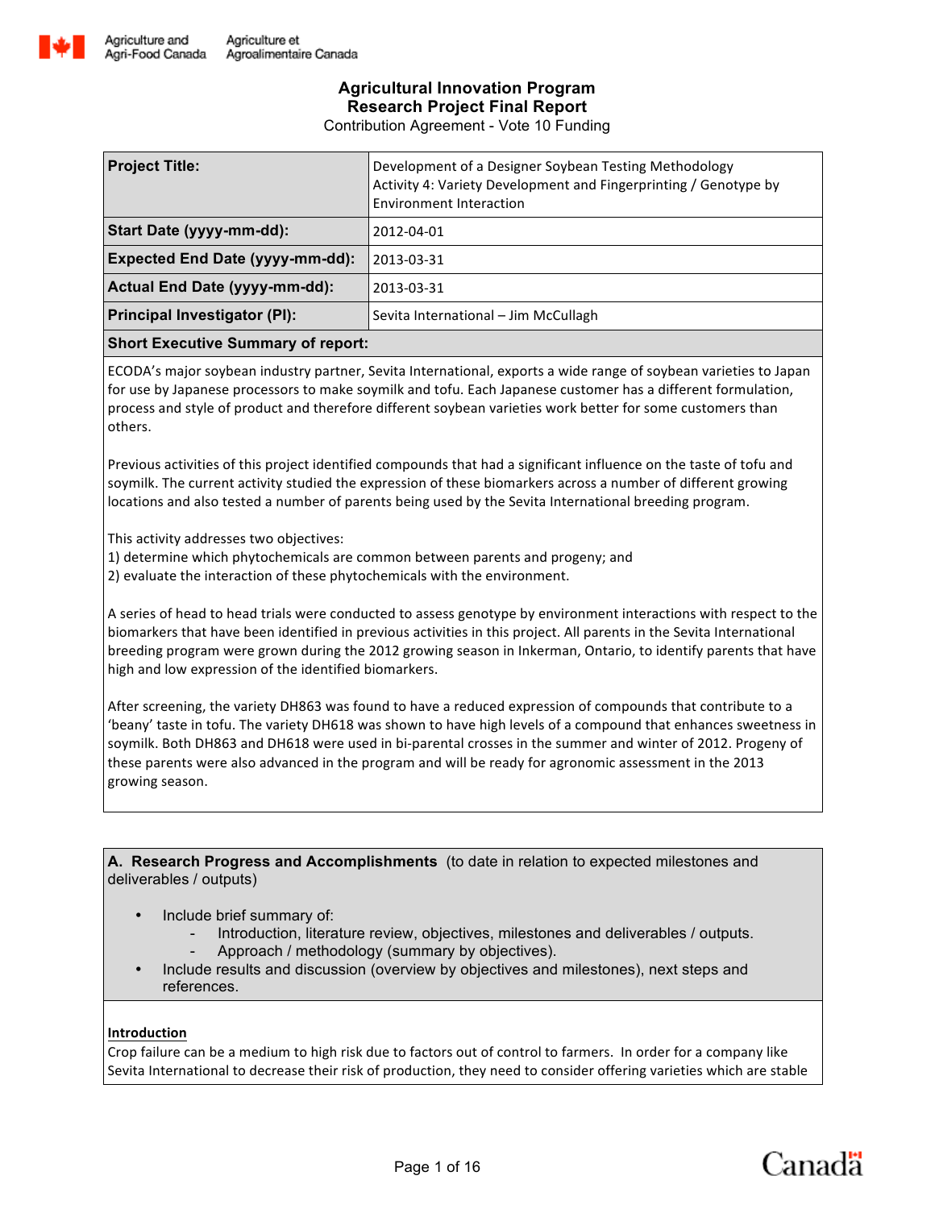Agriculture and Agri-Food Canada / Agriculture et Agroalimentaire Canada

# Agricultural Innovation Program
## Research Project Final Report
Contribution Agreement - Vote 10 Funding

| **Project Title:** | Development of a Designer Soybean Testing Methodology<br>Activity 4: Variety Development and Fingerprinting / Genotype by Environment Interaction |
|---|---|
| **Start Date (yyyy-mm-dd):** | 2012-04-01 |
| **Expected End Date (yyyy-mm-dd):** | 2013-03-31 |
| **Actual End Date (yyyy-mm-dd):** | 2013-03-31 |
| **Principal Investigator (PI):** | Sevita International – Jim McCullagh |

**Short Executive Summary of report:**

ECODA's major soybean industry partner, Sevita International, exports a wide range of soybean varieties to Japan for use by Japanese processors to make soymilk and tofu. Each Japanese customer has a different formulation, process and style of product and therefore different soybean varieties work better for some customers than others.

Previous activities of this project identified compounds that had a significant influence on the taste of tofu and soymilk. The current activity studied the expression of these biomarkers across a number of different growing locations and also tested a number of parents being used by the Sevita International breeding program.

This activity addresses two objectives:
1) determine which phytochemicals are common between parents and progeny; and
2) evaluate the interaction of these phytochemicals with the environment.

A series of head to head trials were conducted to assess genotype by environment interactions with respect to the biomarkers that have been identified in previous activities in this project. All parents in the Sevita International breeding program were grown during the 2012 growing season in Inkerman, Ontario, to identify parents that have high and low expression of the identified biomarkers.

After screening, the variety DH863 was found to have a reduced expression of compounds that contribute to a 'beany' taste in tofu. The variety DH618 was shown to have high levels of a compound that enhances sweetness in soymilk. Both DH863 and DH618 were used in bi-parental crosses in the summer and winter of 2012. Progeny of these parents were also advanced in the program and will be ready for agronomic assessment in the 2013 growing season.

**A. Research Progress and Accomplishments** (to date in relation to expected milestones and deliverables / outputs)

- Include brief summary of:
  - Introduction, literature review, objectives, milestones and deliverables / outputs.
  - Approach / methodology (summary by objectives).
- Include results and discussion (overview by objectives and milestones), next steps and references.

**Introduction**

Crop failure can be a medium to high risk due to factors out of control to farmers. In order for a company like Sevita International to decrease their risk of production, they need to consider offering varieties which are stable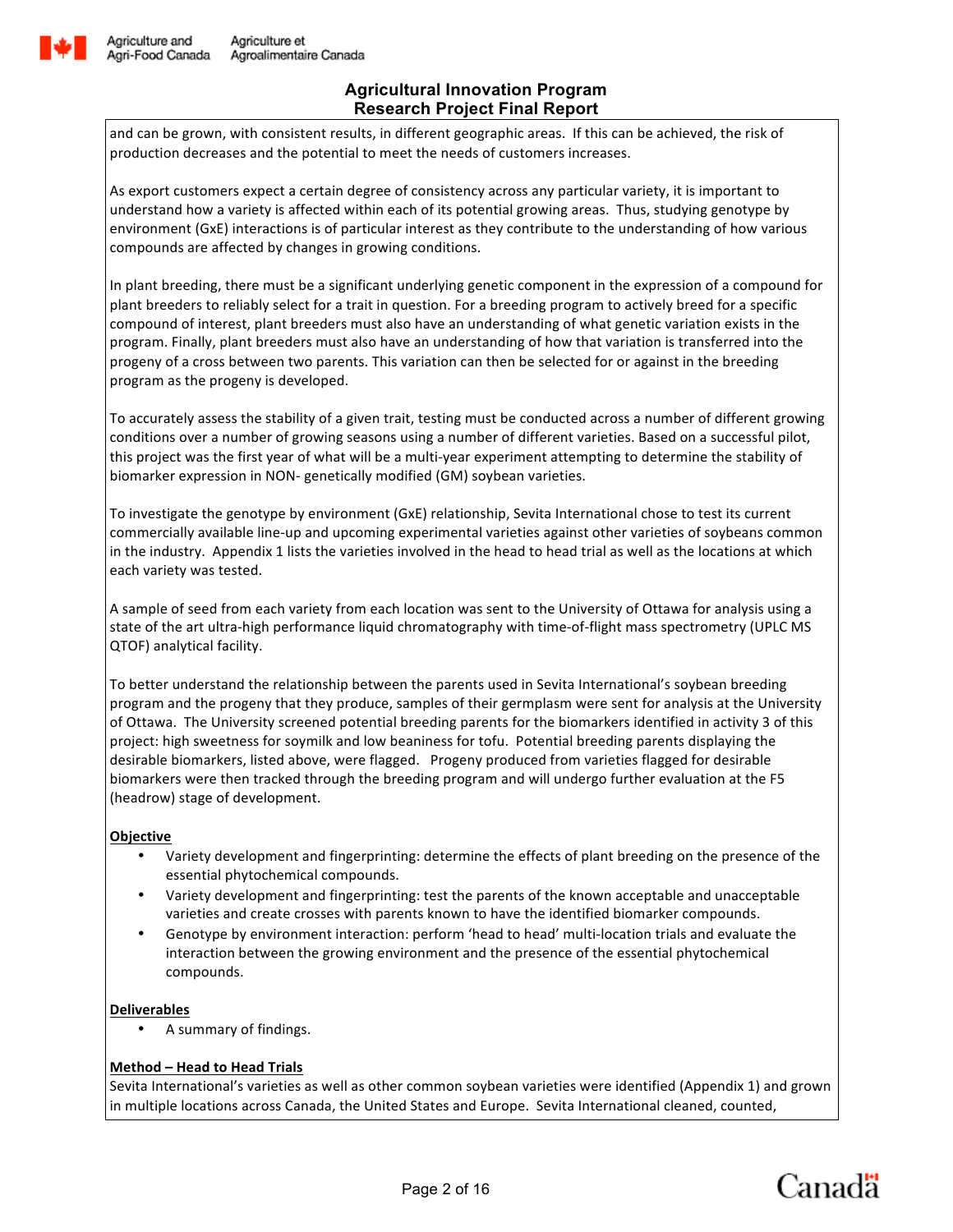and can be grown, with consistent results, in different geographic areas. If this can be achieved, the risk of production decreases and the potential to meet the needs of customers increases.

As export customers expect a certain degree of consistency across any particular variety, it is important to understand how a variety is affected within each of its potential growing areas. Thus, studying genotype by environment (GxE) interactions is of particular interest as they contribute to the understanding of how various compounds are affected by changes in growing conditions.

In plant breeding, there must be a significant underlying genetic component in the expression of a compound for plant breeders to reliably select for a trait in question. For a breeding program to actively breed for a specific compound of interest, plant breeders must also have an understanding of what genetic variation exists in the program. Finally, plant breeders must also have an understanding of how that variation is transferred into the progeny of a cross between two parents. This variation can then be selected for or against in the breeding program as the progeny is developed.

To accurately assess the stability of a given trait, testing must be conducted across a number of different growing conditions over a number of growing seasons using a number of different varieties. Based on a successful pilot, this project was the first year of what will be a multi-year experiment attempting to determine the stability of biomarker expression in NON- genetically modified (GM) soybean varieties.

To investigate the genotype by environment (GxE) relationship, Sevita International chose to test its current commercially available line-up and upcoming experimental varieties against other varieties of soybeans common in the industry. Appendix 1 lists the varieties involved in the head to head trial as well as the locations at which each variety was tested.

A sample of seed from each variety from each location was sent to the University of Ottawa for analysis using a state of the art ultra-high performance liquid chromatography with time-of-flight mass spectrometry (UPLC MS QTOF) analytical facility.

To better understand the relationship between the parents used in Sevita International's soybean breeding program and the progeny that they produce, samples of their germplasm were sent for analysis at the University of Ottawa. The University screened potential breeding parents for the biomarkers identified in activity 3 of this project: high sweetness for soymilk and low beaniness for tofu. Potential breeding parents displaying the desirable biomarkers, listed above, were flagged. Progeny produced from varieties flagged for desirable biomarkers were then tracked through the breeding program and will undergo further evaluation at the F5 (headrow) stage of development.

**Objective**

- Variety development and fingerprinting: determine the effects of plant breeding on the presence of the essential phytochemical compounds.
- Variety development and fingerprinting: test the parents of the known acceptable and unacceptable varieties and create crosses with parents known to have the identified biomarker compounds.
- Genotype by environment interaction: perform 'head to head' multi-location trials and evaluate the interaction between the growing environment and the presence of the essential phytochemical compounds.

**Deliverables**

- A summary of findings.

**Method – Head to Head Trials**

Sevita International's varieties as well as other common soybean varieties were identified (Appendix 1) and grown in multiple locations across Canada, the United States and Europe. Sevita International cleaned, counted,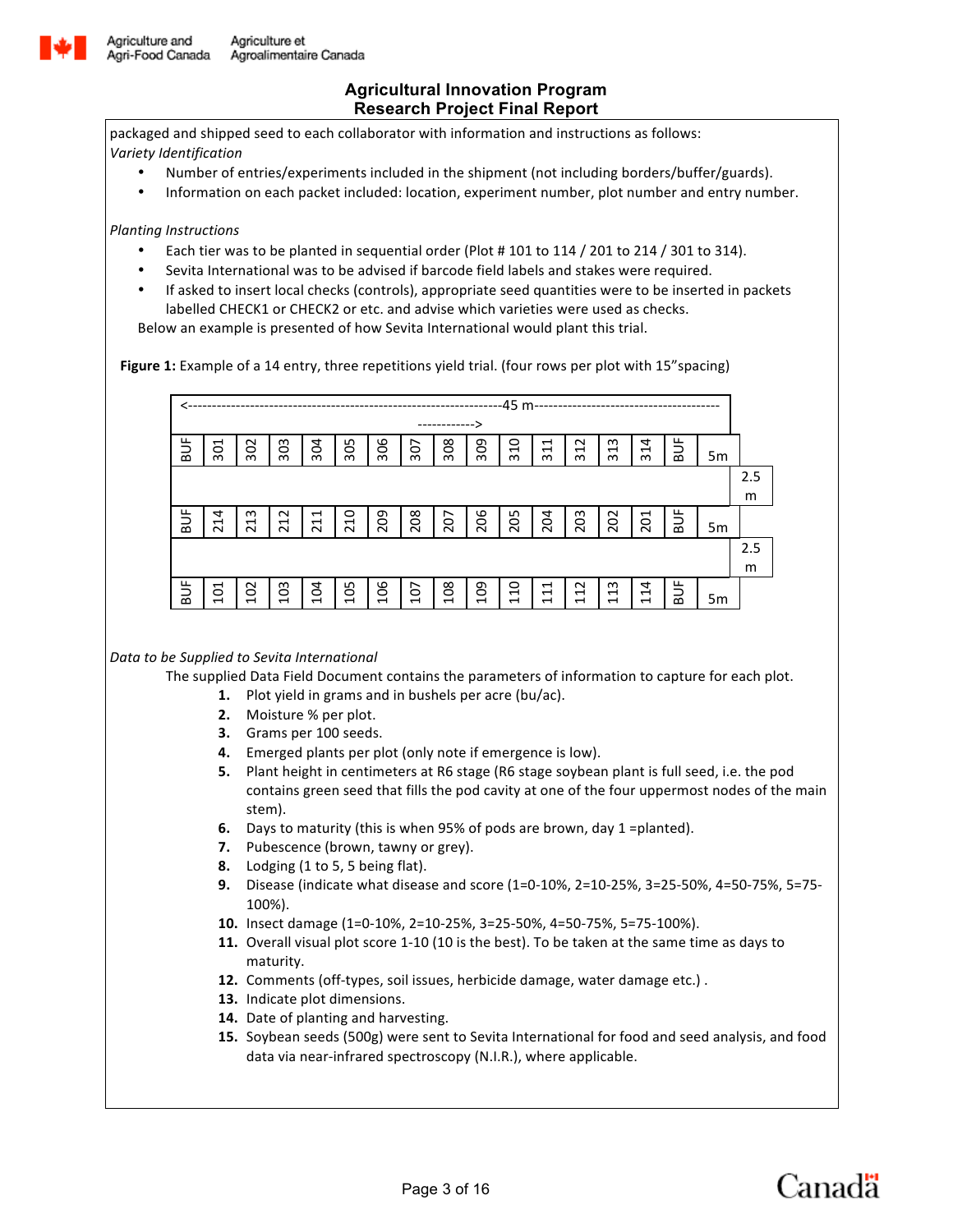# Agricultural Innovation Program
## Research Project Final Report

packaged and shipped seed to each collaborator with information and instructions as follows:

*Variety Identification*

- Number of entries/experiments included in the shipment (not including borders/buffer/guards).
- Information on each packet included: location, experiment number, plot number and entry number.

*Planting Instructions*

- Each tier was to be planted in sequential order (Plot # 101 to 114 / 201 to 214 / 301 to 314).
- Sevita International was to be advised if barcode field labels and stakes were required.
- If asked to insert local checks (controls), appropriate seed quantities were to be inserted in packets labelled CHECK1 or CHECK2 or etc. and advise which varieties were used as checks.

Below an example is presented of how Sevita International would plant this trial.

**Figure 1:** Example of a 14 entry, three repetitions yield trial. (four rows per plot with 15"spacing)

<-----------------------------------------------------------------45 m------------------------------------------>

| | | | | | | | | | | | | | | | | |
|---|---|---|---|---|---|---|---|---|---|---|---|---|---|---|---|---|
| BUF | 301 | 302 | 303 | 304 | 305 | 306 | 307 | 308 | 309 | 310 | 311 | 312 | 313 | 314 | BUF | 5m |
| | | | | | | | | | | | | | | | | 2.5 m |
| BUF | 214 | 213 | 212 | 211 | 210 | 209 | 208 | 207 | 206 | 205 | 204 | 203 | 202 | 201 | BUF | 5m |
| | | | | | | | | | | | | | | | | 2.5 m |
| BUF | 101 | 102 | 103 | 104 | 105 | 106 | 107 | 108 | 109 | 110 | 111 | 112 | 113 | 114 | BUF | 5m |

*Data to be Supplied to Sevita International*

The supplied Data Field Document contains the parameters of information to capture for each plot.

1. Plot yield in grams and in bushels per acre (bu/ac).
2. Moisture % per plot.
3. Grams per 100 seeds.
4. Emerged plants per plot (only note if emergence is low).
5. Plant height in centimeters at R6 stage (R6 stage soybean plant is full seed, i.e. the pod contains green seed that fills the pod cavity at one of the four uppermost nodes of the main stem).
6. Days to maturity (this is when 95% of pods are brown, day 1 =planted).
7. Pubescence (brown, tawny or grey).
8. Lodging (1 to 5, 5 being flat).
9. Disease (indicate what disease and score (1=0-10%, 2=10-25%, 3=25-50%, 4=50-75%, 5=75-100%).
10. Insect damage (1=0-10%, 2=10-25%, 3=25-50%, 4=50-75%, 5=75-100%).
11. Overall visual plot score 1-10 (10 is the best). To be taken at the same time as days to maturity.
12. Comments (off-types, soil issues, herbicide damage, water damage etc.) .
13. Indicate plot dimensions.
14. Date of planting and harvesting.
15. Soybean seeds (500g) were sent to Sevita International for food and seed analysis, and food data via near-infrared spectroscopy (N.I.R.), where applicable.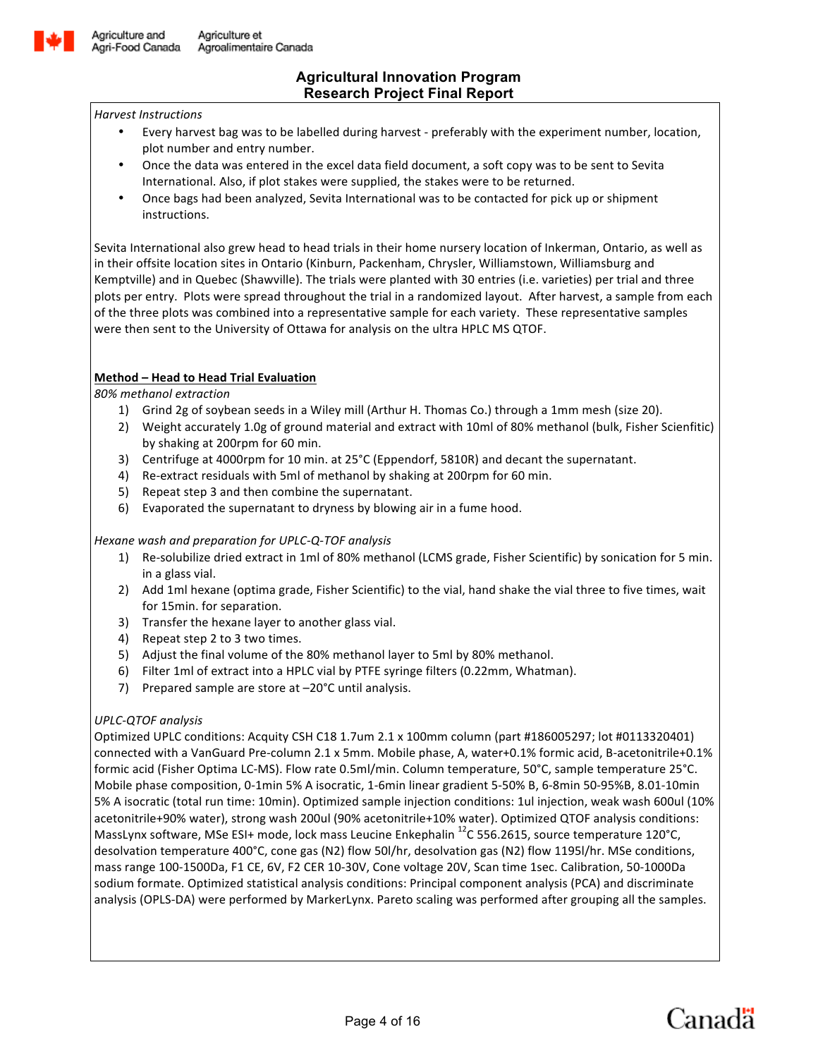*Harvest Instructions*

- Every harvest bag was to be labelled during harvest - preferably with the experiment number, location, plot number and entry number.
- Once the data was entered in the excel data field document, a soft copy was to be sent to Sevita International. Also, if plot stakes were supplied, the stakes were to be returned.
- Once bags had been analyzed, Sevita International was to be contacted for pick up or shipment instructions.

Sevita International also grew head to head trials in their home nursery location of Inkerman, Ontario, as well as in their offsite location sites in Ontario (Kinburn, Packenham, Chrysler, Williamstown, Williamsburg and Kemptville) and in Quebec (Shawville). The trials were planted with 30 entries (i.e. varieties) per trial and three plots per entry. Plots were spread throughout the trial in a randomized layout. After harvest, a sample from each of the three plots was combined into a representative sample for each variety. These representative samples were then sent to the University of Ottawa for analysis on the ultra HPLC MS QTOF.

**Method – Head to Head Trial Evaluation**

*80% methanol extraction*

1) Grind 2g of soybean seeds in a Wiley mill (Arthur H. Thomas Co.) through a 1mm mesh (size 20).
2) Weight accurately 1.0g of ground material and extract with 10ml of 80% methanol (bulk, Fisher Scienfitic) by shaking at 200rpm for 60 min.
3) Centrifuge at 4000rpm for 10 min. at 25°C (Eppendorf, 5810R) and decant the supernatant.
4) Re-extract residuals with 5ml of methanol by shaking at 200rpm for 60 min.
5) Repeat step 3 and then combine the supernatant.
6) Evaporated the supernatant to dryness by blowing air in a fume hood.

*Hexane wash and preparation for UPLC-Q-TOF analysis*

1) Re-solubilize dried extract in 1ml of 80% methanol (LCMS grade, Fisher Scientific) by sonication for 5 min. in a glass vial.
2) Add 1ml hexane (optima grade, Fisher Scientific) to the vial, hand shake the vial three to five times, wait for 15min. for separation.
3) Transfer the hexane layer to another glass vial.
4) Repeat step 2 to 3 two times.
5) Adjust the final volume of the 80% methanol layer to 5ml by 80% methanol.
6) Filter 1ml of extract into a HPLC vial by PTFE syringe filters (0.22mm, Whatman).
7) Prepared sample are store at –20°C until analysis.

*UPLC-QTOF analysis*

Optimized UPLC conditions: Acquity CSH C18 1.7um 2.1 x 100mm column (part #186005297; lot #0113320401) connected with a VanGuard Pre-column 2.1 x 5mm. Mobile phase, A, water+0.1% formic acid, B-acetonitrile+0.1% formic acid (Fisher Optima LC-MS). Flow rate 0.5ml/min. Column temperature, 50°C, sample temperature 25°C. Mobile phase composition, 0-1min 5% A isocratic, 1-6min linear gradient 5-50% B, 6-8min 50-95%B, 8.01-10min 5% A isocratic (total run time: 10min). Optimized sample injection conditions: 1ul injection, weak wash 600ul (10% acetonitrile+90% water), strong wash 200ul (90% acetonitrile+10% water). Optimized QTOF analysis conditions: MassLynx software, MSe ESI+ mode, lock mass Leucine Enkephalin $^{12}C$ 556.2615, source temperature 120°C, desolvation temperature 400°C, cone gas ($N_2$) flow 50l/hr, desolvation gas ($N_2$) flow 1195l/hr. MSe conditions, mass range 100-1500Da, F1 CE, 6V, F2 CER 10-30V, Cone voltage 20V, Scan time 1sec. Calibration, 50-1000Da sodium formate. Optimized statistical analysis conditions: Principal component analysis (PCA) and discriminate analysis (OPLS-DA) were performed by MarkerLynx. Pareto scaling was performed after grouping all the samples.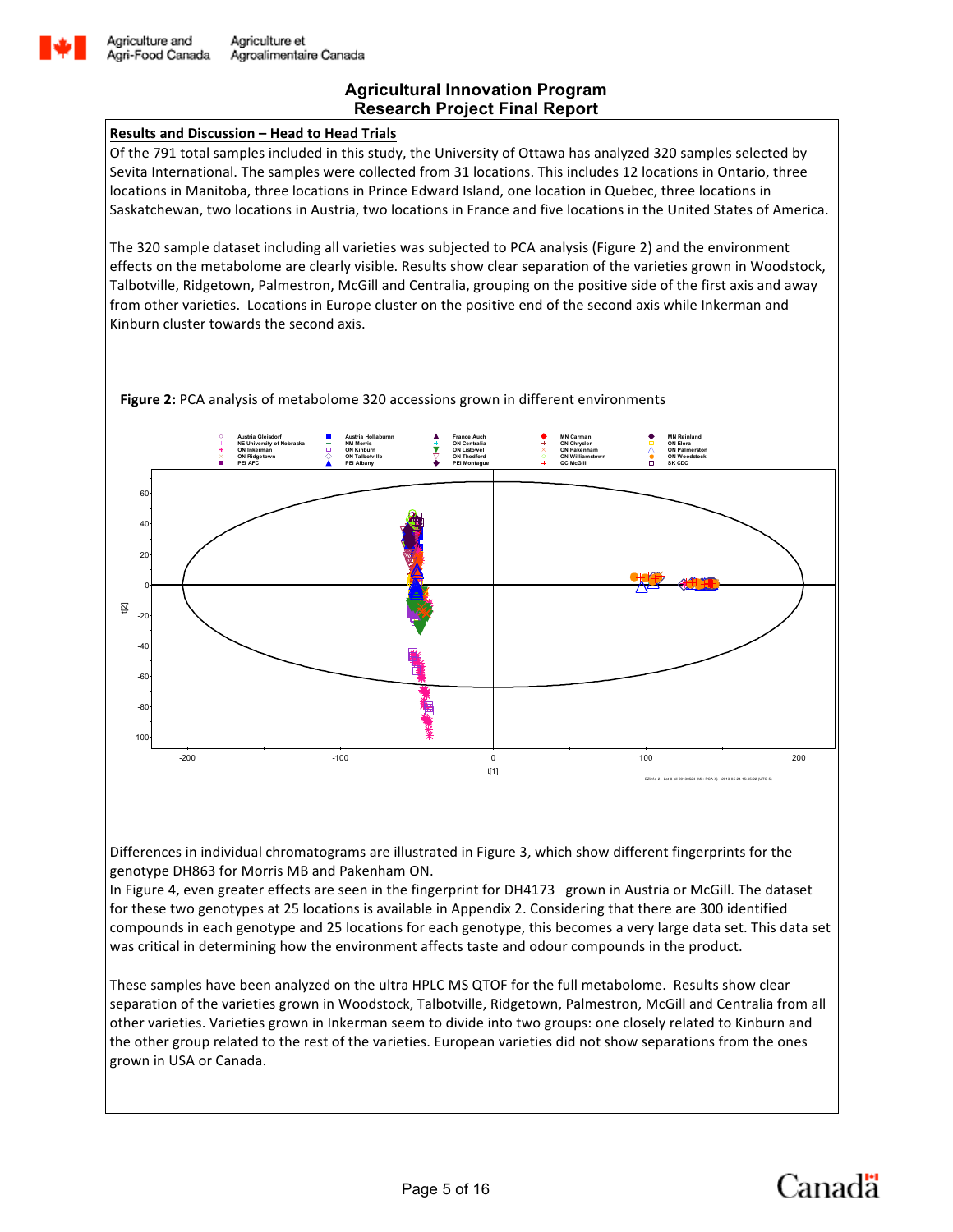## Results and Discussion – Head to Head Trials

Of the 791 total samples included in this study, the University of Ottawa has analyzed 320 samples selected by Sevita International. The samples were collected from 31 locations. This includes 12 locations in Ontario, three locations in Manitoba, three locations in Prince Edward Island, one location in Quebec, three locations in Saskatchewan, two locations in Austria, two locations in France and five locations in the United States of America.

The 320 sample dataset including all varieties was subjected to PCA analysis (Figure 2) and the environment effects on the metabolome are clearly visible. Results show clear separation of the varieties grown in Woodstock, Talbotville, Ridgetown, Palmestron, McGill and Centralia, grouping on the positive side of the first axis and away from other varieties. Locations in Europe cluster on the positive end of the second axis while Inkerman and Kinburn cluster towards the second axis.

**Figure 2:** PCA analysis of metabolome 320 accessions grown in different environments

Differences in individual chromatograms are illustrated in Figure 3, which show different fingerprints for the genotype DH863 for Morris MB and Pakenham ON.
In Figure 4, even greater effects are seen in the fingerprint for DH4173 grown in Austria or McGill. The dataset for these two genotypes at 25 locations is available in Appendix 2. Considering that there are 300 identified compounds in each genotype and 25 locations for each genotype, this becomes a very large data set. This data set was critical in determining how the environment affects taste and odour compounds in the product.

These samples have been analyzed on the ultra HPLC MS QTOF for the full metabolome. Results show clear separation of the varieties grown in Woodstock, Talbotville, Ridgetown, Palmestron, McGill and Centralia from all other varieties. Varieties grown in Inkerman seem to divide into two groups: one closely related to Kinburn and the other group related to the rest of the varieties. European varieties did not show separations from the ones grown in USA or Canada.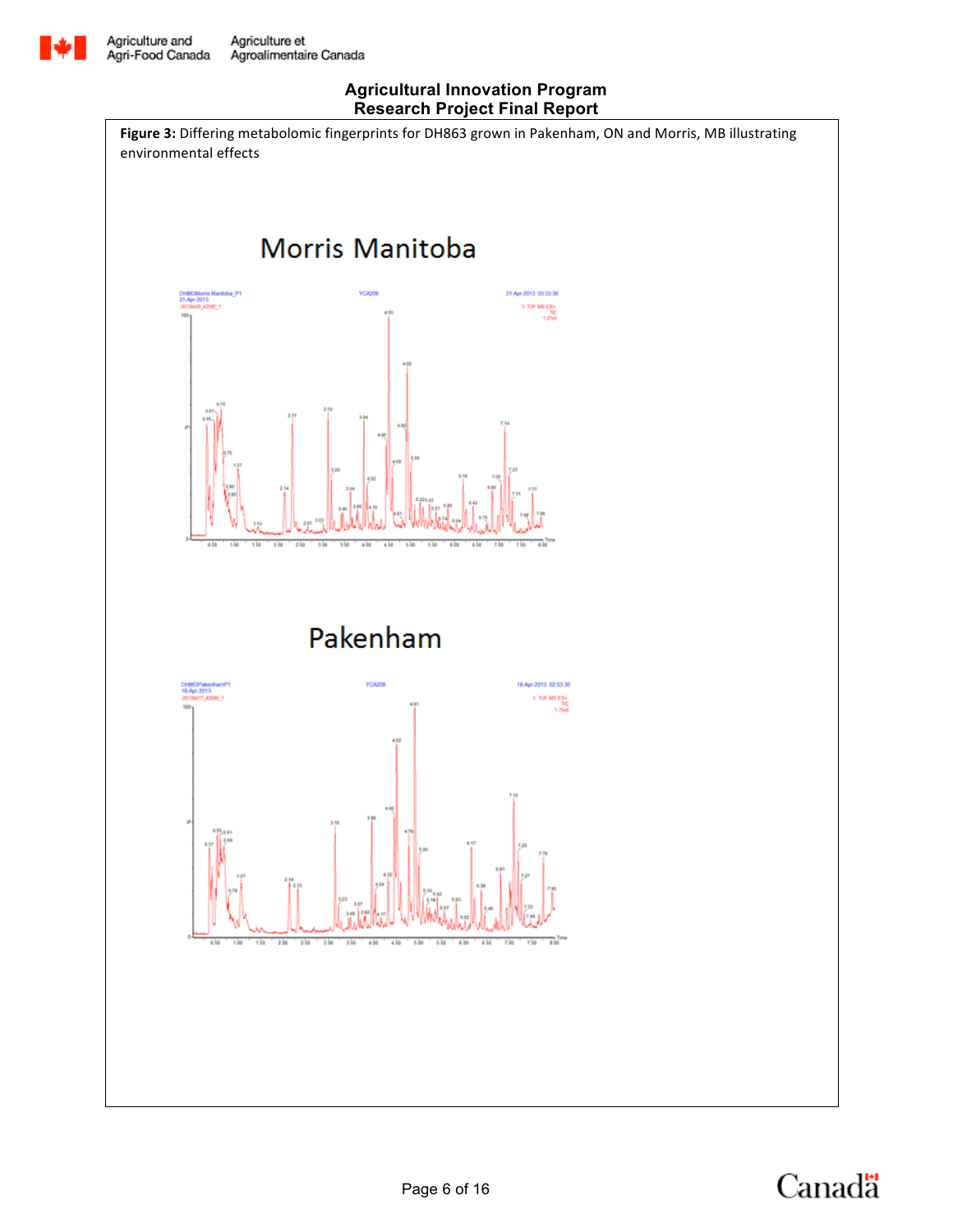**Figure 3:** Differing metabolomic fingerprints for DH863 grown in Pakenham, ON and Morris, MB illustrating environmental effects

Morris Manitoba

Pakenham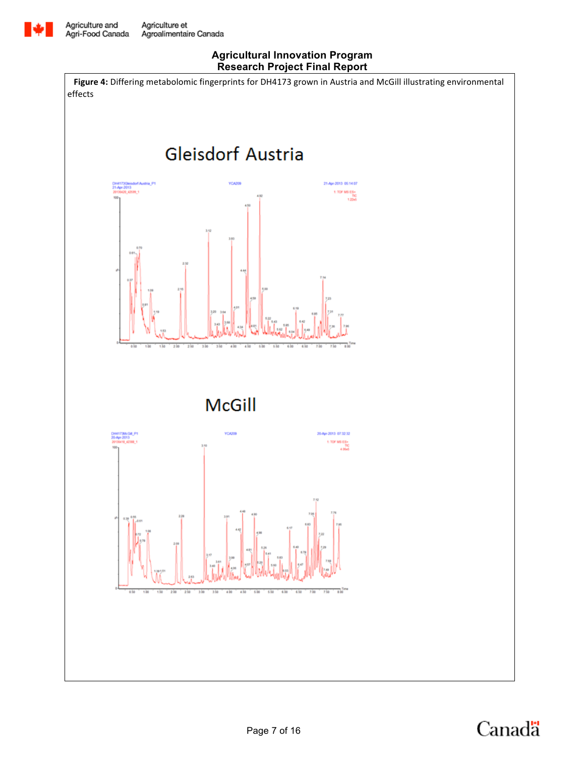**Figure 4:** Differing metabolomic fingerprints for DH4173 grown in Austria and McGill illustrating environmental effects

Gleisdorf Austria

McGill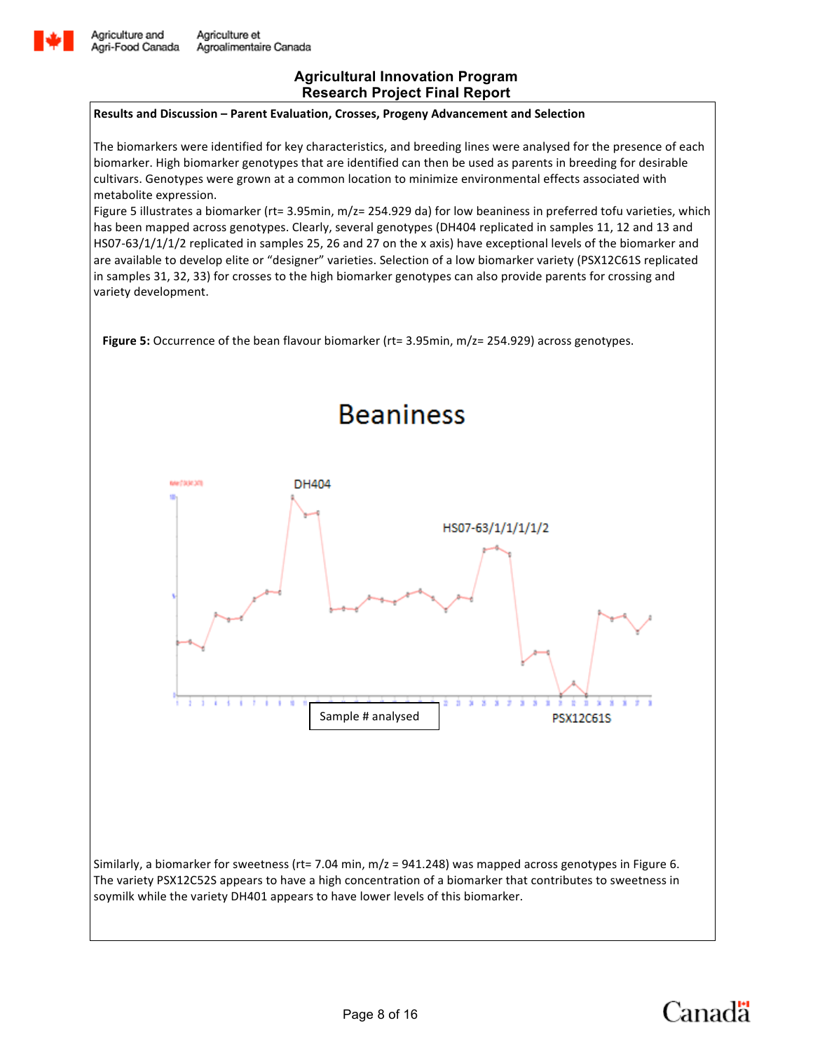Agricultural Innovation Program
Research Project Final Report

**Results and Discussion – Parent Evaluation, Crosses, Progeny Advancement and Selection**

The biomarkers were identified for key characteristics, and breeding lines were analysed for the presence of each biomarker. High biomarker genotypes that are identified can then be used as parents in breeding for desirable cultivars. Genotypes were grown at a common location to minimize environmental effects associated with metabolite expression.

Figure 5 illustrates a biomarker (rt= 3.95min, m/z= 254.929 da) for low beaniness in preferred tofu varieties, which has been mapped across genotypes. Clearly, several genotypes (DH404 replicated in samples 11, 12 and 13 and HS07-63/1/1/1/2 replicated in samples 25, 26 and 27 on the x axis) have exceptional levels of the biomarker and are available to develop elite or "designer" varieties. Selection of a low biomarker variety (PSX12C61S replicated in samples 31, 32, 33) for crosses to the high biomarker genotypes can also provide parents for crossing and variety development.

**Figure 5:** Occurrence of the bean flavour biomarker (rt= 3.95min, m/z= 254.929) across genotypes.

Similarly, a biomarker for sweetness (rt= 7.04 min, m/z = 941.248) was mapped across genotypes in Figure 6. The variety PSX12C52S appears to have a high concentration of a biomarker that contributes to sweetness in soymilk while the variety DH401 appears to have lower levels of this biomarker.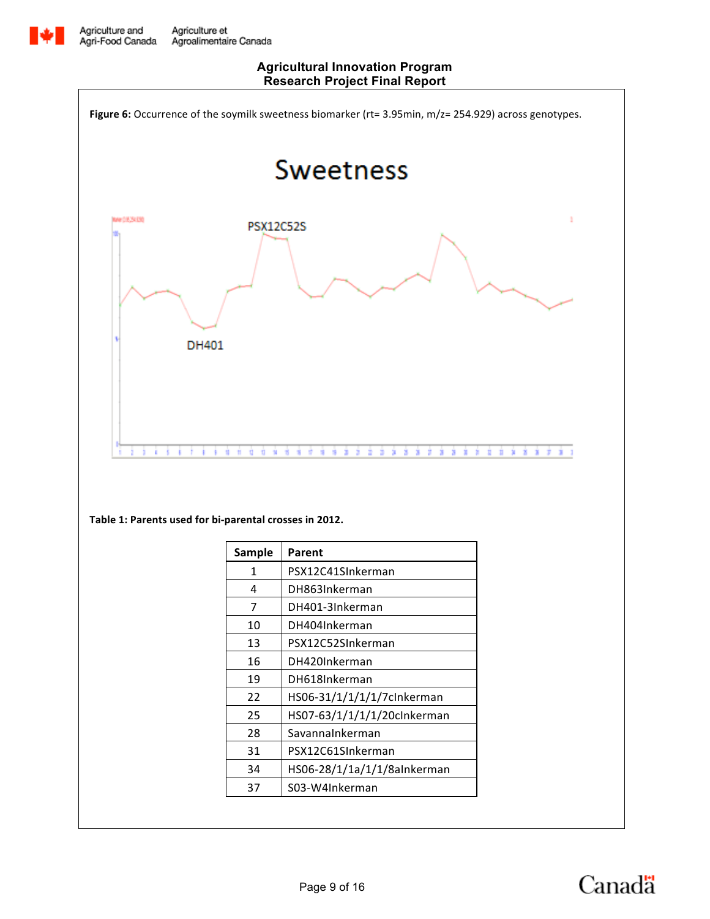**Figure 6:** Occurrence of the soymilk sweetness biomarker (rt= 3.95min, m/z= 254.929) across genotypes.

**Table 1: Parents used for bi-parental crosses in 2012.**

| Sample | Parent |
|---|---|
| 1 | PSX12C41SInkerman |
| 4 | DH863Inkerman |
| 7 | DH401-3Inkerman |
| 10 | DH404Inkerman |
| 13 | PSX12C52SInkerman |
| 16 | DH420Inkerman |
| 19 | DH618Inkerman |
| 22 | HS06-31/1/1/1/1/7cInkerman |
| 25 | HS07-63/1/1/1/1/20cInkerman |
| 28 | SavannaInkerman |
| 31 | PSX12C61SInkerman |
| 34 | HS06-28/1/1a/1/1/8aInkerman |
| 37 | S03-W4Inkerman |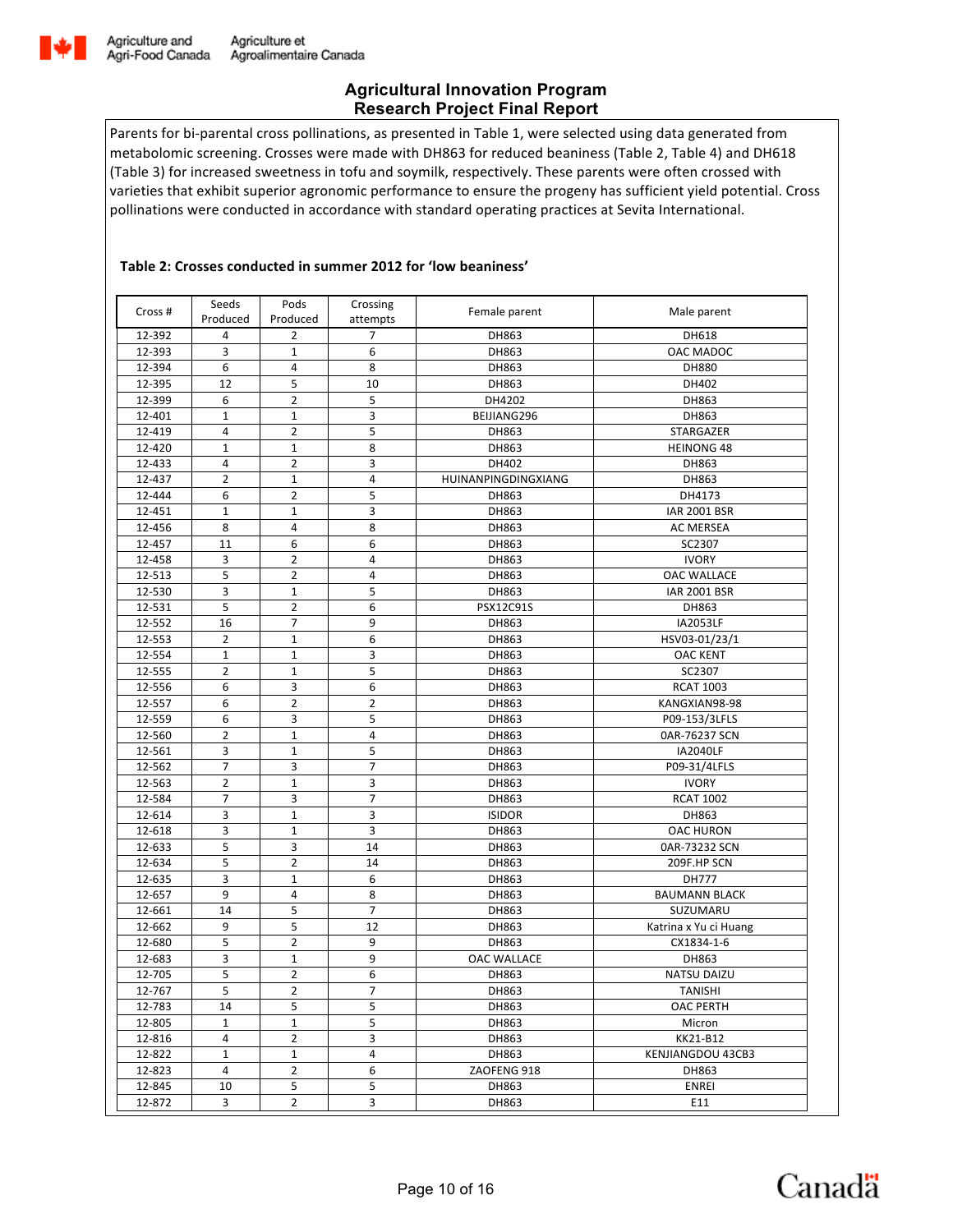Parents for bi-parental cross pollinations, as presented in Table 1, were selected using data generated from metabolomic screening. Crosses were made with DH863 for reduced beaniness (Table 2, Table 4) and DH618 (Table 3) for increased sweetness in tofu and soymilk, respectively. These parents were often crossed with varieties that exhibit superior agronomic performance to ensure the progeny has sufficient yield potential. Cross pollinations were conducted in accordance with standard operating practices at Sevita International.

**Table 2: Crosses conducted in summer 2012 for 'low beaniness'**

| Cross # | Seeds Produced | Pods Produced | Crossing attempts | Female parent | Male parent |
|---|---|---|---|---|---|
| 12-392 | 4 | 2 | 7 | DH863 | DH618 |
| 12-393 | 3 | 1 | 6 | DH863 | OAC MADOC |
| 12-394 | 6 | 4 | 8 | DH863 | DH880 |
| 12-395 | 12 | 5 | 10 | DH863 | DH402 |
| 12-399 | 6 | 2 | 5 | DH4202 | DH863 |
| 12-401 | 1 | 1 | 3 | BEIJIANG296 | DH863 |
| 12-419 | 4 | 2 | 5 | DH863 | STARGAZER |
| 12-420 | 1 | 1 | 8 | DH863 | HEINONG 48 |
| 12-433 | 4 | 2 | 3 | DH402 | DH863 |
| 12-437 | 2 | 1 | 4 | HUINANPINGDINGXIANG | DH863 |
| 12-444 | 6 | 2 | 5 | DH863 | DH4173 |
| 12-451 | 1 | 1 | 3 | DH863 | IAR 2001 BSR |
| 12-456 | 8 | 4 | 8 | DH863 | AC MERSEA |
| 12-457 | 11 | 6 | 6 | DH863 | SC2307 |
| 12-458 | 3 | 2 | 4 | DH863 | IVORY |
| 12-513 | 5 | 2 | 4 | DH863 | OAC WALLACE |
| 12-530 | 3 | 1 | 5 | DH863 | IAR 2001 BSR |
| 12-531 | 5 | 2 | 6 | PSX12C91S | DH863 |
| 12-552 | 16 | 7 | 9 | DH863 | IA2053LF |
| 12-553 | 2 | 1 | 6 | DH863 | HSV03-01/23/1 |
| 12-554 | 1 | 1 | 3 | DH863 | OAC KENT |
| 12-555 | 2 | 1 | 5 | DH863 | SC2307 |
| 12-556 | 6 | 3 | 6 | DH863 | RCAT 1003 |
| 12-557 | 6 | 2 | 2 | DH863 | KANGXIAN98-98 |
| 12-559 | 6 | 3 | 5 | DH863 | P09-153/3LFLS |
| 12-560 | 2 | 1 | 4 | DH863 | 0AR-76237 SCN |
| 12-561 | 3 | 1 | 5 | DH863 | IA2040LF |
| 12-562 | 7 | 3 | 7 | DH863 | P09-31/4LFLS |
| 12-563 | 2 | 1 | 3 | DH863 | IVORY |
| 12-584 | 7 | 3 | 7 | DH863 | RCAT 1002 |
| 12-614 | 3 | 1 | 3 | ISIDOR | DH863 |
| 12-618 | 3 | 1 | 3 | DH863 | OAC HURON |
| 12-633 | 5 | 3 | 14 | DH863 | 0AR-73232 SCN |
| 12-634 | 5 | 2 | 14 | DH863 | 209F.HP SCN |
| 12-635 | 3 | 1 | 6 | DH863 | DH777 |
| 12-657 | 9 | 4 | 8 | DH863 | BAUMANN BLACK |
| 12-661 | 14 | 5 | 7 | DH863 | SUZUMARU |
| 12-662 | 9 | 5 | 12 | DH863 | Katrina x Yu ci Huang |
| 12-680 | 5 | 2 | 9 | DH863 | CX1834-1-6 |
| 12-683 | 3 | 1 | 9 | OAC WALLACE | DH863 |
| 12-705 | 5 | 2 | 6 | DH863 | NATSU DAIZU |
| 12-767 | 5 | 2 | 7 | DH863 | TANISHI |
| 12-783 | 14 | 5 | 5 | DH863 | OAC PERTH |
| 12-805 | 1 | 1 | 5 | DH863 | Micron |
| 12-816 | 4 | 2 | 3 | DH863 | KK21-B12 |
| 12-822 | 1 | 1 | 4 | DH863 | KENJIANGDOU 43CB3 |
| 12-823 | 4 | 2 | 6 | ZAOFENG 918 | DH863 |
| 12-845 | 10 | 5 | 5 | DH863 | ENREI |
| 12-872 | 3 | 2 | 3 | DH863 | E11 |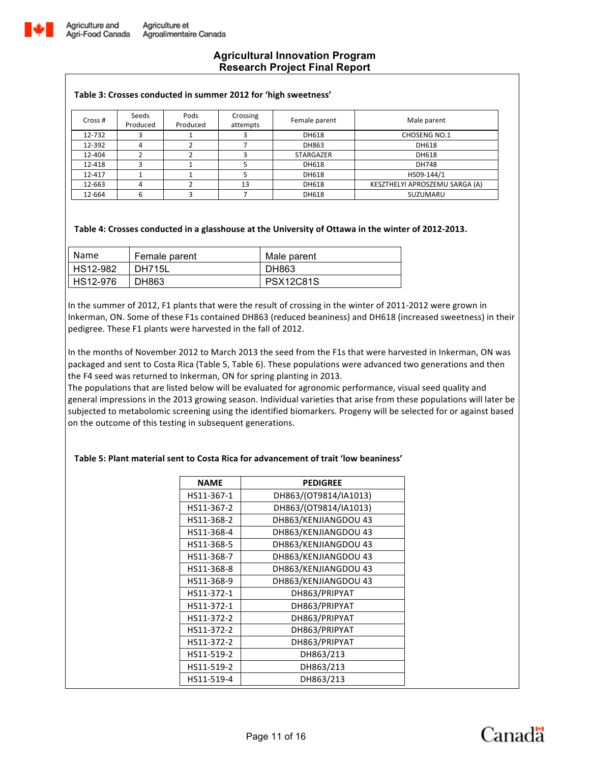**Table 3: Crosses conducted in summer 2012 for 'high sweetness'**

| Cross # | Seeds Produced | Pods Produced | Crossing attempts | Female parent | Male parent |
|---|---|---|---|---|---|
| 12-732 | 3 | 1 | 3 | DH618 | CHOSENG NO.1 |
| 12-392 | 4 | 2 | 7 | DH863 | DH618 |
| 12-404 | 2 | 2 | 3 | STARGAZER | DH618 |
| 12-418 | 3 | 1 | 5 | DH618 | DH748 |
| 12-417 | 1 | 1 | 5 | DH618 | HS09-144/1 |
| 12-663 | 4 | 2 | 13 | DH618 | KESZTHELYI APROSZEMU SARGA (A) |
| 12-664 | 6 | 3 | 7 | DH618 | SUZUMARU |

**Table 4: Crosses conducted in a glasshouse at the University of Ottawa in the winter of 2012-2013.**

| Name | Female parent | Male parent |
|---|---|---|
| HS12-982 | DH715L | DH863 |
| HS12-976 | DH863 | PSX12C81S |

In the summer of 2012, F1 plants that were the result of crossing in the winter of 2011-2012 were grown in Inkerman, ON. Some of these F1s contained DH863 (reduced beaniness) and DH618 (increased sweetness) in their pedigree. These F1 plants were harvested in the fall of 2012.

In the months of November 2012 to March 2013 the seed from the F1s that were harvested in Inkerman, ON was packaged and sent to Costa Rica (Table 5, Table 6). These populations were advanced two generations and then the F4 seed was returned to Inkerman, ON for spring planting in 2013.
The populations that are listed below will be evaluated for agronomic performance, visual seed quality and general impressions in the 2013 growing season. Individual varieties that arise from these populations will later be subjected to metabolomic screening using the identified biomarkers. Progeny will be selected for or against based on the outcome of this testing in subsequent generations.

**Table 5: Plant material sent to Costa Rica for advancement of trait 'low beaniness'**

| NAME | PEDIGREE |
|---|---|
| HS11-367-1 | DH863/(OT9814/IA1013) |
| HS11-367-2 | DH863/(OT9814/IA1013) |
| HS11-368-2 | DH863/KENJIANGDOU 43 |
| HS11-368-4 | DH863/KENJIANGDOU 43 |
| HS11-368-5 | DH863/KENJIANGDOU 43 |
| HS11-368-7 | DH863/KENJIANGDOU 43 |
| HS11-368-8 | DH863/KENJIANGDOU 43 |
| HS11-368-9 | DH863/KENJIANGDOU 43 |
| HS11-372-1 | DH863/PRIPYAT |
| HS11-372-1 | DH863/PRIPYAT |
| HS11-372-2 | DH863/PRIPYAT |
| HS11-372-2 | DH863/PRIPYAT |
| HS11-372-2 | DH863/PRIPYAT |
| HS11-519-2 | DH863/213 |
| HS11-519-2 | DH863/213 |
| HS11-519-4 | DH863/213 |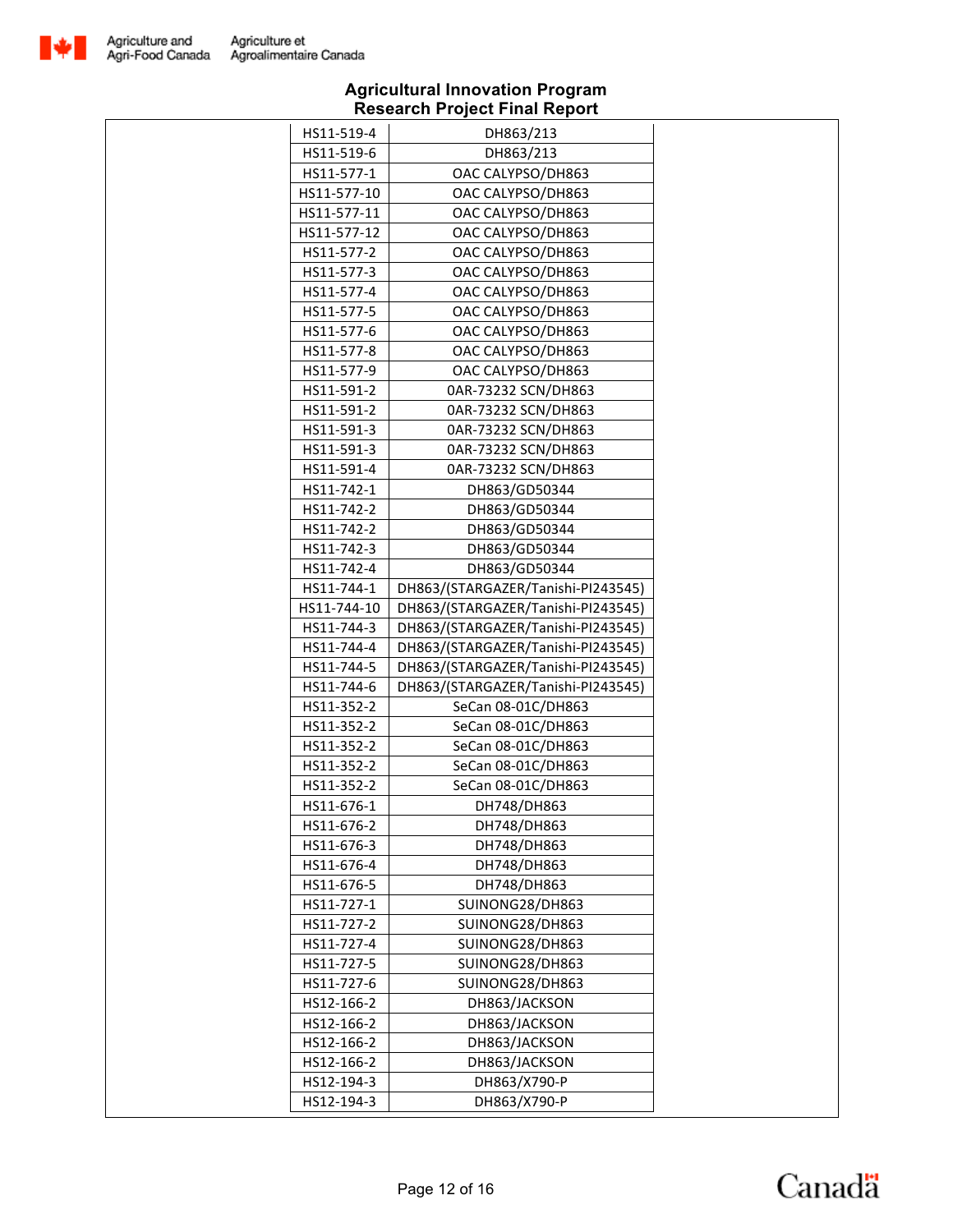| HS11-519-4 | DH863/213 |
|---|---|
| HS11-519-6 | DH863/213 |
| HS11-577-1 | OAC CALYPSO/DH863 |
| HS11-577-10 | OAC CALYPSO/DH863 |
| HS11-577-11 | OAC CALYPSO/DH863 |
| HS11-577-12 | OAC CALYPSO/DH863 |
| HS11-577-2 | OAC CALYPSO/DH863 |
| HS11-577-3 | OAC CALYPSO/DH863 |
| HS11-577-4 | OAC CALYPSO/DH863 |
| HS11-577-5 | OAC CALYPSO/DH863 |
| HS11-577-6 | OAC CALYPSO/DH863 |
| HS11-577-8 | OAC CALYPSO/DH863 |
| HS11-577-9 | OAC CALYPSO/DH863 |
| HS11-591-2 | 0AR-73232 SCN/DH863 |
| HS11-591-2 | 0AR-73232 SCN/DH863 |
| HS11-591-3 | 0AR-73232 SCN/DH863 |
| HS11-591-3 | 0AR-73232 SCN/DH863 |
| HS11-591-4 | 0AR-73232 SCN/DH863 |
| HS11-742-1 | DH863/GD50344 |
| HS11-742-2 | DH863/GD50344 |
| HS11-742-2 | DH863/GD50344 |
| HS11-742-3 | DH863/GD50344 |
| HS11-742-4 | DH863/GD50344 |
| HS11-744-1 | DH863/(STARGAZER/Tanishi-PI243545) |
| HS11-744-10 | DH863/(STARGAZER/Tanishi-PI243545) |
| HS11-744-3 | DH863/(STARGAZER/Tanishi-PI243545) |
| HS11-744-4 | DH863/(STARGAZER/Tanishi-PI243545) |
| HS11-744-5 | DH863/(STARGAZER/Tanishi-PI243545) |
| HS11-744-6 | DH863/(STARGAZER/Tanishi-PI243545) |
| HS11-352-2 | SeCan 08-01C/DH863 |
| HS11-352-2 | SeCan 08-01C/DH863 |
| HS11-352-2 | SeCan 08-01C/DH863 |
| HS11-352-2 | SeCan 08-01C/DH863 |
| HS11-352-2 | SeCan 08-01C/DH863 |
| HS11-676-1 | DH748/DH863 |
| HS11-676-2 | DH748/DH863 |
| HS11-676-3 | DH748/DH863 |
| HS11-676-4 | DH748/DH863 |
| HS11-676-5 | DH748/DH863 |
| HS11-727-1 | SUINONG28/DH863 |
| HS11-727-2 | SUINONG28/DH863 |
| HS11-727-4 | SUINONG28/DH863 |
| HS11-727-5 | SUINONG28/DH863 |
| HS11-727-6 | SUINONG28/DH863 |
| HS12-166-2 | DH863/JACKSON |
| HS12-166-2 | DH863/JACKSON |
| HS12-166-2 | DH863/JACKSON |
| HS12-166-2 | DH863/JACKSON |
| HS12-194-3 | DH863/X790-P |
| HS12-194-3 | DH863/X790-P |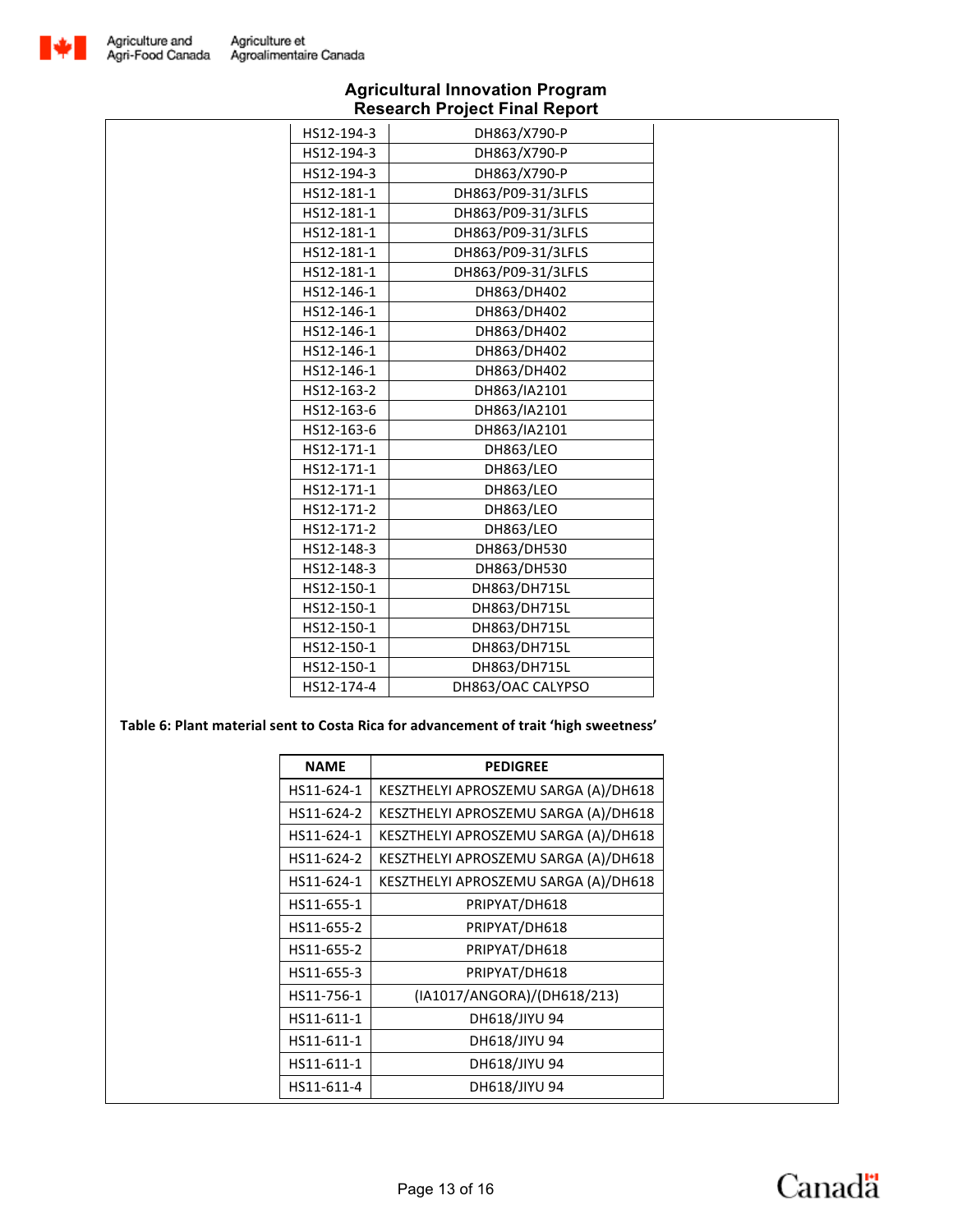| | |
|---|---|
| HS12-194-3 | DH863/X790-P |
| HS12-194-3 | DH863/X790-P |
| HS12-194-3 | DH863/X790-P |
| HS12-181-1 | DH863/P09-31/3LFLS |
| HS12-181-1 | DH863/P09-31/3LFLS |
| HS12-181-1 | DH863/P09-31/3LFLS |
| HS12-181-1 | DH863/P09-31/3LFLS |
| HS12-181-1 | DH863/P09-31/3LFLS |
| HS12-146-1 | DH863/DH402 |
| HS12-146-1 | DH863/DH402 |
| HS12-146-1 | DH863/DH402 |
| HS12-146-1 | DH863/DH402 |
| HS12-146-1 | DH863/DH402 |
| HS12-163-2 | DH863/IA2101 |
| HS12-163-6 | DH863/IA2101 |
| HS12-163-6 | DH863/IA2101 |
| HS12-171-1 | DH863/LEO |
| HS12-171-1 | DH863/LEO |
| HS12-171-1 | DH863/LEO |
| HS12-171-2 | DH863/LEO |
| HS12-171-2 | DH863/LEO |
| HS12-148-3 | DH863/DH530 |
| HS12-148-3 | DH863/DH530 |
| HS12-150-1 | DH863/DH715L |
| HS12-150-1 | DH863/DH715L |
| HS12-150-1 | DH863/DH715L |
| HS12-150-1 | DH863/DH715L |
| HS12-150-1 | DH863/DH715L |
| HS12-174-4 | DH863/OAC CALYPSO |

**Table 6: Plant material sent to Costa Rica for advancement of trait 'high sweetness'**

| NAME | PEDIGREE |
|---|---|
| HS11-624-1 | KESZTHELYI APROSZEMU SARGA (A)/DH618 |
| HS11-624-2 | KESZTHELYI APROSZEMU SARGA (A)/DH618 |
| HS11-624-1 | KESZTHELYI APROSZEMU SARGA (A)/DH618 |
| HS11-624-2 | KESZTHELYI APROSZEMU SARGA (A)/DH618 |
| HS11-624-1 | KESZTHELYI APROSZEMU SARGA (A)/DH618 |
| HS11-655-1 | PRIPYAT/DH618 |
| HS11-655-2 | PRIPYAT/DH618 |
| HS11-655-2 | PRIPYAT/DH618 |
| HS11-655-3 | PRIPYAT/DH618 |
| HS11-756-1 | (IA1017/ANGORA)/(DH618/213) |
| HS11-611-1 | DH618/JIYU 94 |
| HS11-611-1 | DH618/JIYU 94 |
| HS11-611-1 | DH618/JIYU 94 |
| HS11-611-4 | DH618/JIYU 94 |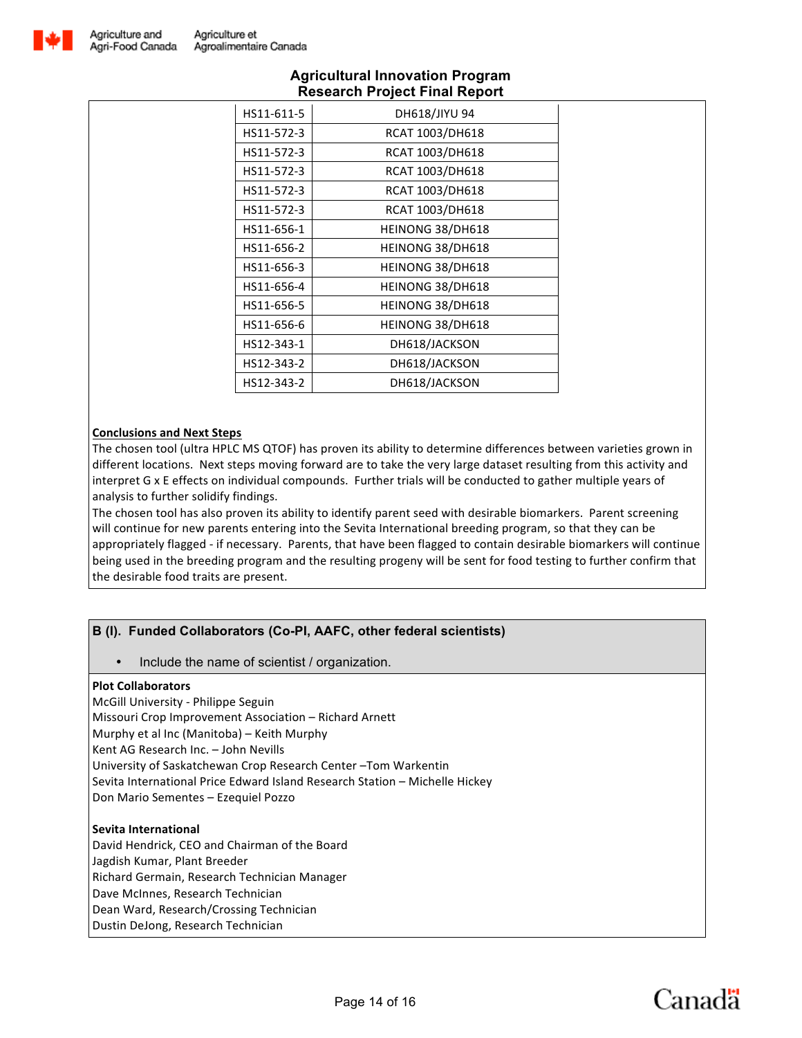| | |
|---|---|
| HS11-611-5 | DH618/JIYU 94 |
| HS11-572-3 | RCAT 1003/DH618 |
| HS11-572-3 | RCAT 1003/DH618 |
| HS11-572-3 | RCAT 1003/DH618 |
| HS11-572-3 | RCAT 1003/DH618 |
| HS11-572-3 | RCAT 1003/DH618 |
| HS11-656-1 | HEINONG 38/DH618 |
| HS11-656-2 | HEINONG 38/DH618 |
| HS11-656-3 | HEINONG 38/DH618 |
| HS11-656-4 | HEINONG 38/DH618 |
| HS11-656-5 | HEINONG 38/DH618 |
| HS11-656-6 | HEINONG 38/DH618 |
| HS12-343-1 | DH618/JACKSON |
| HS12-343-2 | DH618/JACKSON |
| HS12-343-2 | DH618/JACKSON |

**Conclusions and Next Steps**

The chosen tool (ultra HPLC MS QTOF) has proven its ability to determine differences between varieties grown in different locations. Next steps moving forward are to take the very large dataset resulting from this activity and interpret G x E effects on individual compounds. Further trials will be conducted to gather multiple years of analysis to further solidify findings.

The chosen tool has also proven its ability to identify parent seed with desirable biomarkers. Parent screening will continue for new parents entering into the Sevita International breeding program, so that they can be appropriately flagged - if necessary. Parents, that have been flagged to contain desirable biomarkers will continue being used in the breeding program and the resulting progeny will be sent for food testing to further confirm that the desirable food traits are present.

## B (I). Funded Collaborators (Co-PI, AAFC, other federal scientists)

- Include the name of scientist / organization.

**Plot Collaborators**

McGill University - Philippe Seguin
Missouri Crop Improvement Association – Richard Arnett
Murphy et al Inc (Manitoba) – Keith Murphy
Kent AG Research Inc. – John Nevills
University of Saskatchewan Crop Research Center –Tom Warkentin
Sevita International Price Edward Island Research Station – Michelle Hickey
Don Mario Sementes – Ezequiel Pozzo

**Sevita International**

David Hendrick, CEO and Chairman of the Board
Jagdish Kumar, Plant Breeder
Richard Germain, Research Technician Manager
Dave McInnes, Research Technician
Dean Ward, Research/Crossing Technician
Dustin DeJong, Research Technician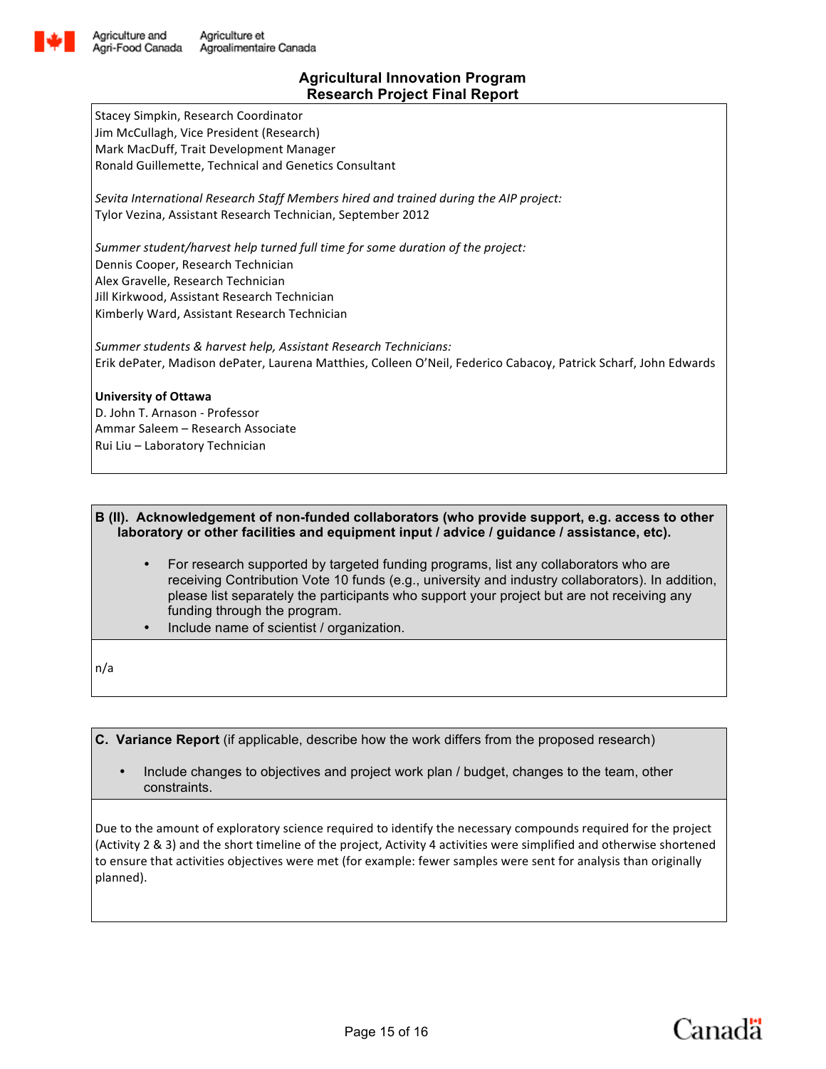Stacey Simpkin, Research Coordinator
Jim McCullagh, Vice President (Research)
Mark MacDuff, Trait Development Manager
Ronald Guillemette, Technical and Genetics Consultant

*Sevita International Research Staff Members hired and trained during the AIP project:*
Tylor Vezina, Assistant Research Technician, September 2012

*Summer student/harvest help turned full time for some duration of the project:*
Dennis Cooper, Research Technician
Alex Gravelle, Research Technician
Jill Kirkwood, Assistant Research Technician
Kimberly Ward, Assistant Research Technician

*Summer students & harvest help, Assistant Research Technicians:*
Erik dePater, Madison dePater, Laurena Matthies, Colleen O'Neil, Federico Cabacoy, Patrick Scharf, John Edwards

**University of Ottawa**
D. John T. Arnason - Professor
Ammar Saleem – Research Associate
Rui Liu – Laboratory Technician

**B (II). Acknowledgement of non-funded collaborators (who provide support, e.g. access to other laboratory or other facilities and equipment input / advice / guidance / assistance, etc).**

- For research supported by targeted funding programs, list any collaborators who are receiving Contribution Vote 10 funds (e.g., university and industry collaborators). In addition, please list separately the participants who support your project but are not receiving any funding through the program.
- Include name of scientist / organization.

n/a

**C. Variance Report** (if applicable, describe how the work differs from the proposed research)

- Include changes to objectives and project work plan / budget, changes to the team, other constraints.

Due to the amount of exploratory science required to identify the necessary compounds required for the project (Activity 2 & 3) and the short timeline of the project, Activity 4 activities were simplified and otherwise shortened to ensure that activities objectives were met (for example: fewer samples were sent for analysis than originally planned).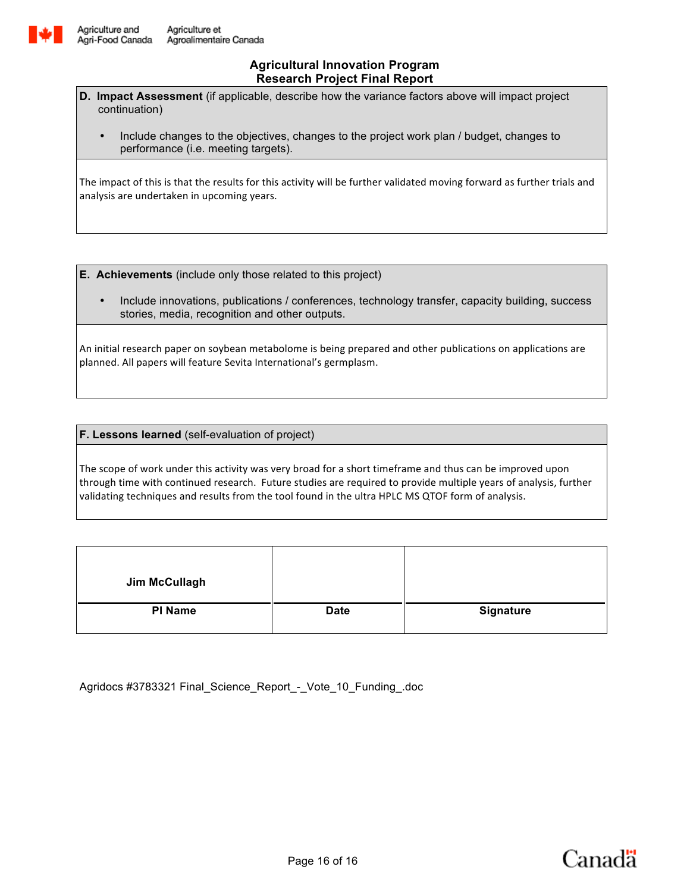**D. Impact Assessment** (if applicable, describe how the variance factors above will impact project continuation)

- Include changes to the objectives, changes to the project work plan / budget, changes to performance (i.e. meeting targets).

The impact of this is that the results for this activity will be further validated moving forward as further trials and analysis are undertaken in upcoming years.

**E. Achievements** (include only those related to this project)

- Include innovations, publications / conferences, technology transfer, capacity building, success stories, media, recognition and other outputs.

An initial research paper on soybean metabolome is being prepared and other publications on applications are planned. All papers will feature Sevita International's germplasm.

**F. Lessons learned** (self-evaluation of project)

The scope of work under this activity was very broad for a short timeframe and thus can be improved upon through time with continued research. Future studies are required to provide multiple years of analysis, further validating techniques and results from the tool found in the ultra HPLC MS QTOF form of analysis.

| | | |
|---|---|---|
| **Jim McCullagh** | | |
| **PI Name** | **Date** | **Signature** |

Agridocs #3783321 Final_Science_Report_-_Vote_10_Funding_.doc